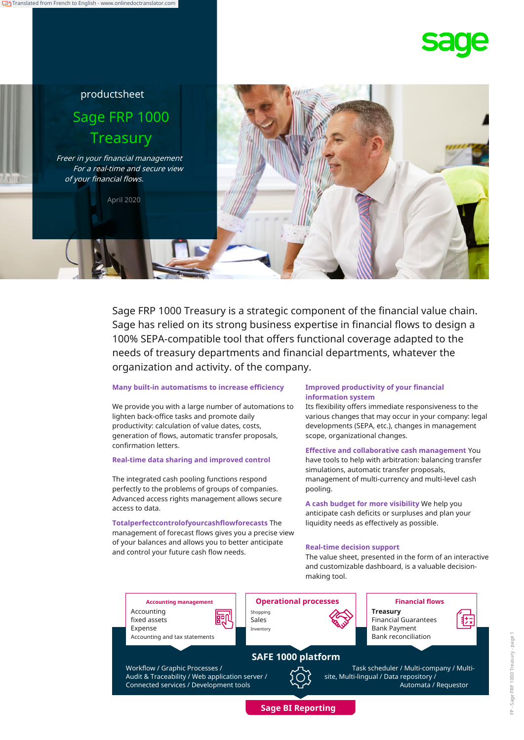Translated from French to English - www.onlinedoctranslator.com

sage

productsheet

# Sage FRP 1000 Treasury

*Freer in your financial management For a real-time and secure view of your financial flows.*

April 2020

Sage FRP 1000 Treasury is a strategic component of the financial value chain. Sage has relied on its strong business expertise in financial flows to design a 100% SEPA-compatible tool that offers functional coverage adapted to the needs of treasury departments and financial departments, whatever the organization and activity. of the company.

### Many built-in automatisms to increase efficiency

We provide you with a large number of automations to lighten back-office tasks and promote daily productivity: calculation of value dates, costs, generation of flows, automatic transfer proposals, confirmation letters.

### Real-time data sharing and improved control

The integrated cash pooling functions respond perfectly to the problems of groups of companies. Advanced access rights management allows secure access to data.

**Totalperfectcontrolofyourcashflowforecasts** The management of forecast flows gives you a precise view of your balances and allows you to better anticipate and control your future cash flow needs.

### Improved productivity of your financial information system

Its flexibility offers immediate responsiveness to the various changes that may occur in your company: legal developments (SEPA, etc.), changes in management scope, organizational changes.

**Effective and collaborative cash management** You have tools to help with arbitration: balancing transfer simulations, automatic transfer proposals, management of multi-currency and multi-level cash pooling.

**A cash budget for more visibility** We help you anticipate cash deficits or surpluses and plan your liquidity needs as effectively as possible.

### Real-time decision support

The value sheet, presented in the form of an interactive and customizable dashboard, is a valuable decision-making tool.

**Accounting management**
Accounting
fixed assets
Expense
Accounting and tax statements

**Operational processes**
Shopping
Sales
Inventory

**Financial flows**
**Treasury**
Financial Guarantees
Bank Payment
Bank reconciliation

**SAFE 1000 platform**

Workflow / Graphic Processes / Audit & Traceability / Web application server / Connected services / Development tools

Task scheduler / Multi-company / Multi-site, Multi-lingual / Data repository / Automata / Requestor

**Sage BI Reporting**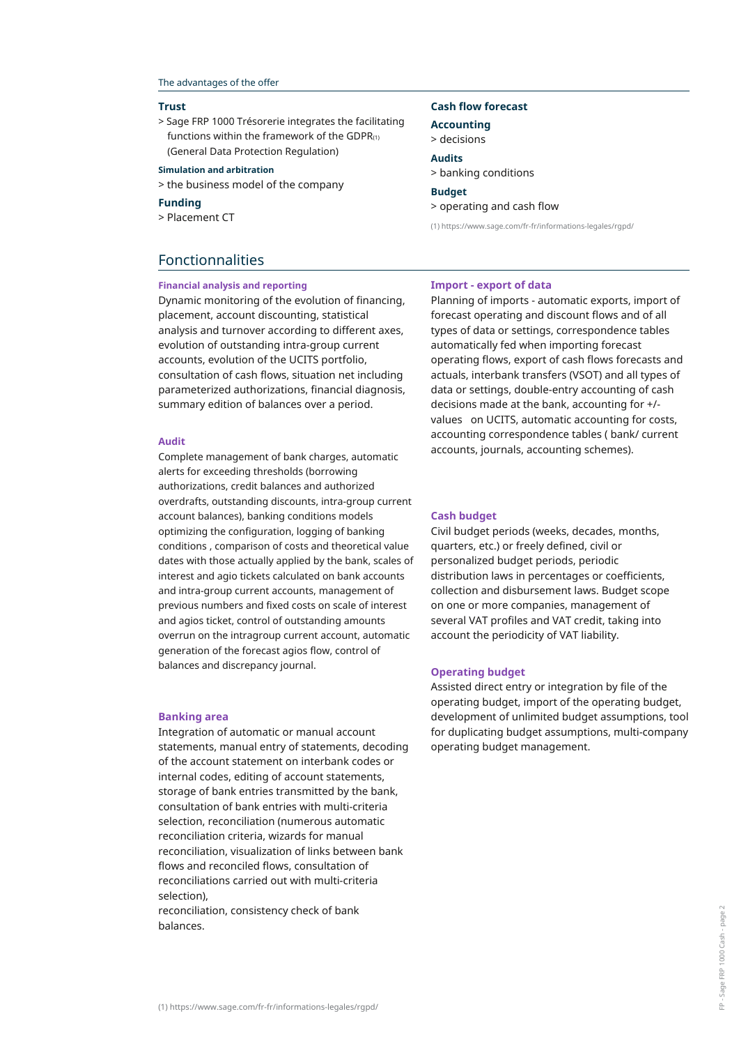The advantages of the offer

**Trust**

> Sage FRP 1000 Trésorerie integrates the facilitating functions within the framework of the GDPR(1) (General Data Protection Regulation)

**Simulation and arbitration**

> the business model of the company

**Funding**

> Placement CT

**Cash flow forecast**

**Accounting**

> decisions

**Audits**

> banking conditions

**Budget**

> operating and cash flow

(1) https://www.sage.com/fr-fr/informations-legales/rgpd/

## Fonctionnalities

### Financial analysis and reporting

Dynamic monitoring of the evolution of financing, placement, account discounting, statistical analysis and turnover according to different axes, evolution of outstanding intra-group current accounts, evolution of the UCITS portfolio, consultation of cash flows, situation net including parameterized authorizations, financial diagnosis, summary edition of balances over a period.

### Audit

Complete management of bank charges, automatic alerts for exceeding thresholds (borrowing authorizations, credit balances and authorized overdrafts, outstanding discounts, intra-group current account balances), banking conditions models optimizing the configuration, logging of banking conditions , comparison of costs and theoretical value dates with those actually applied by the bank, scales of interest and agio tickets calculated on bank accounts and intra-group current accounts, management of previous numbers and fixed costs on scale of interest and agios ticket, control of outstanding amounts overrun on the intragroup current account, automatic generation of the forecast agios flow, control of balances and discrepancy journal.

### Banking area

Integration of automatic or manual account statements, manual entry of statements, decoding of the account statement on interbank codes or internal codes, editing of account statements, storage of bank entries transmitted by the bank, consultation of bank entries with multi-criteria selection, reconciliation (numerous automatic reconciliation criteria, wizards for manual reconciliation, visualization of links between bank flows and reconciled flows, consultation of reconciliations carried out with multi-criteria selection),
reconciliation, consistency check of bank balances.

### Import - export of data

Planning of imports - automatic exports, import of forecast operating and discount flows and of all types of data or settings, correspondence tables automatically fed when importing forecast operating flows, export of cash flows forecasts and actuals, interbank transfers (VSOT) and all types of data or settings, double-entry accounting of cash decisions made at the bank, accounting for +/- values on UCITS, automatic accounting for costs, accounting correspondence tables ( bank/ current accounts, journals, accounting schemes).

### Cash budget

Civil budget periods (weeks, decades, months, quarters, etc.) or freely defined, civil or personalized budget periods, periodic distribution laws in percentages or coefficients, collection and disbursement laws. Budget scope on one or more companies, management of several VAT profiles and VAT credit, taking into account the periodicity of VAT liability.

### Operating budget

Assisted direct entry or integration by file of the operating budget, import of the operating budget, development of unlimited budget assumptions, tool for duplicating budget assumptions, multi-company operating budget management.

(1) https://www.sage.com/fr-fr/informations-legales/rgpd/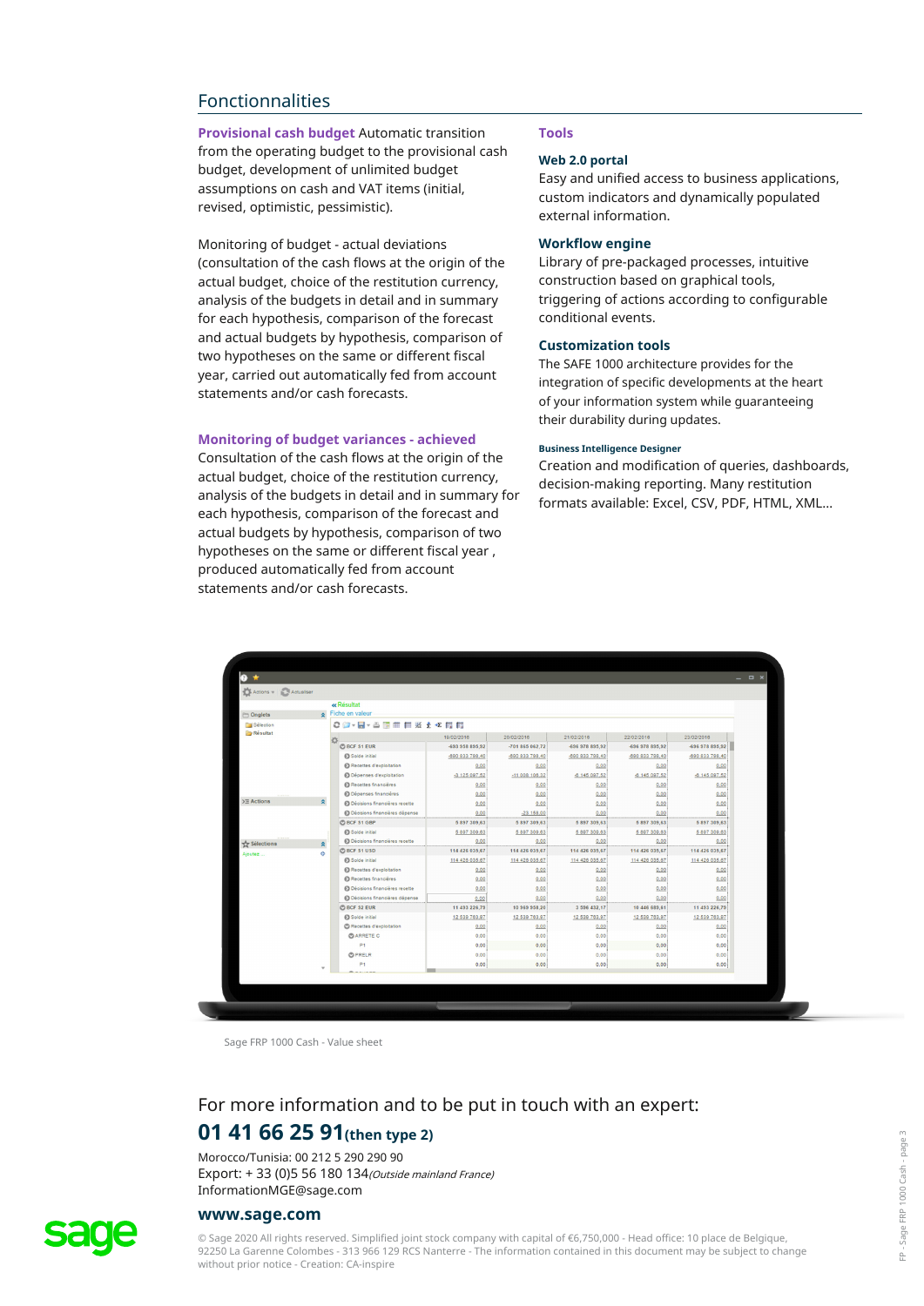## Fonctionnalities

**Provisional cash budget** Automatic transition from the operating budget to the provisional cash budget, development of unlimited budget assumptions on cash and VAT items (initial, revised, optimistic, pessimistic).

Monitoring of budget - actual deviations (consultation of the cash flows at the origin of the actual budget, choice of the restitution currency, analysis of the budgets in detail and in summary for each hypothesis, comparison of the forecast and actual budgets by hypothesis, comparison of two hypotheses on the same or different fiscal year, carried out automatically fed from account statements and/or cash forecasts.

**Monitoring of budget variances - achieved**
Consultation of the cash flows at the origin of the actual budget, choice of the restitution currency, analysis of the budgets in detail and in summary for each hypothesis, comparison of the forecast and actual budgets by hypothesis, comparison of two hypotheses on the same or different fiscal year , produced automatically fed from account statements and/or cash forecasts.

### Tools

**Web 2.0 portal**
Easy and unified access to business applications, custom indicators and dynamically populated external information.

**Workflow engine**
Library of pre-packaged processes, intuitive construction based on graphical tools, triggering of actions according to configurable conditional events.

**Customization tools**
The SAFE 1000 architecture provides for the integration of specific developments at the heart of your information system while guaranteeing their durability during updates.

**Business Intelligence Designer**
Creation and modification of queries, dashboards, decision-making reporting. Many restitution formats available: Excel, CSV, PDF, HTML, XML...

Sage FRP 1000 Cash - Value sheet

For more information and to be put in touch with an expert:

**01 41 66 25 91** (then type 2)

Morocco/Tunisia: 00 212 5 290 290 90
Export: + 33 (0)5 56 180 134 *(Outside mainland France)*
InformationMGE@sage.com

**www.sage.com**

© Sage 2020 All rights reserved. Simplified joint stock company with capital of €6,750,000 - Head office: 10 place de Belgique, 92250 La Garenne Colombes - 313 966 129 RCS Nanterre - The information contained in this document may be subject to change without prior notice - Creation: CA-inspire